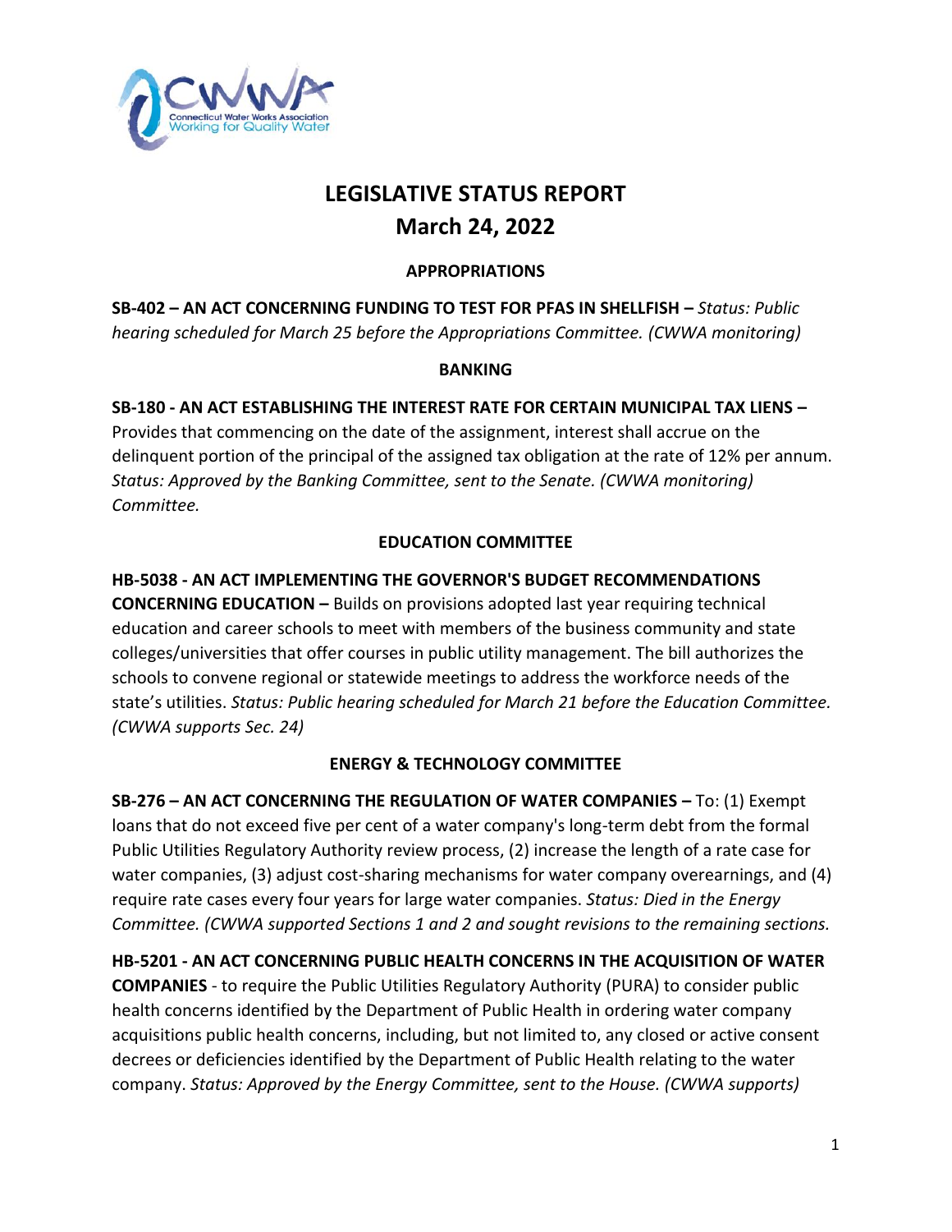# LEGISLATIVE STATUS REPORT
# March 24, 2022

### APPROPRIATIONS

**SB-402 – AN ACT CONCERNING FUNDING TO TEST FOR PFAS IN SHELLFISH –** *Status: Public hearing scheduled for March 25 before the Appropriations Committee. (CWWA monitoring)*

### BANKING

**SB-180 - AN ACT ESTABLISHING THE INTEREST RATE FOR CERTAIN MUNICIPAL TAX LIENS –** Provides that commencing on the date of the assignment, interest shall accrue on the delinquent portion of the principal of the assigned tax obligation at the rate of 12% per annum. *Status: Approved by the Banking Committee, sent to the Senate. (CWWA monitoring) Committee.*

### EDUCATION COMMITTEE

**HB-5038 - AN ACT IMPLEMENTING THE GOVERNOR'S BUDGET RECOMMENDATIONS CONCERNING EDUCATION –** Builds on provisions adopted last year requiring technical education and career schools to meet with members of the business community and state colleges/universities that offer courses in public utility management. The bill authorizes the schools to convene regional or statewide meetings to address the workforce needs of the state's utilities. *Status: Public hearing scheduled for March 21 before the Education Committee. (CWWA supports Sec. 24)*

### ENERGY & TECHNOLOGY COMMITTEE

**SB-276 – AN ACT CONCERNING THE REGULATION OF WATER COMPANIES –** To: (1) Exempt loans that do not exceed five per cent of a water company's long-term debt from the formal Public Utilities Regulatory Authority review process, (2) increase the length of a rate case for water companies, (3) adjust cost-sharing mechanisms for water company overearnings, and (4) require rate cases every four years for large water companies. *Status: Died in the Energy Committee. (CWWA supported Sections 1 and 2 and sought revisions to the remaining sections.*

**HB-5201 - AN ACT CONCERNING PUBLIC HEALTH CONCERNS IN THE ACQUISITION OF WATER COMPANIES** - to require the Public Utilities Regulatory Authority (PURA) to consider public health concerns identified by the Department of Public Health in ordering water company acquisitions public health concerns, including, but not limited to, any closed or active consent decrees or deficiencies identified by the Department of Public Health relating to the water company. *Status: Approved by the Energy Committee, sent to the House. (CWWA supports)*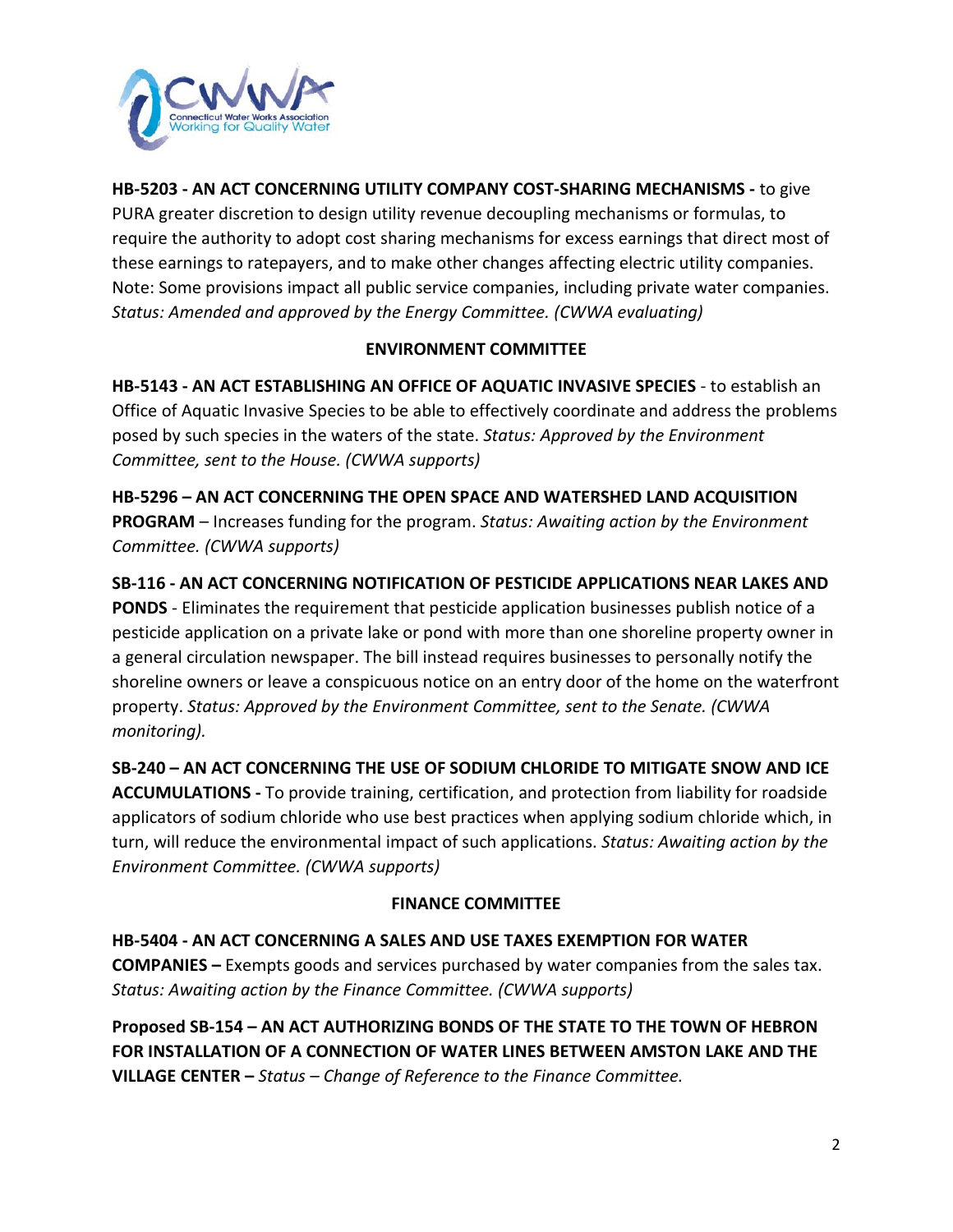**HB-5203 - AN ACT CONCERNING UTILITY COMPANY COST-SHARING MECHANISMS -** to give PURA greater discretion to design utility revenue decoupling mechanisms or formulas, to require the authority to adopt cost sharing mechanisms for excess earnings that direct most of these earnings to ratepayers, and to make other changes affecting electric utility companies. Note: Some provisions impact all public service companies, including private water companies. *Status: Amended and approved by the Energy Committee. (CWWA evaluating)*

## ENVIRONMENT COMMITTEE

**HB-5143 - AN ACT ESTABLISHING AN OFFICE OF AQUATIC INVASIVE SPECIES** - to establish an Office of Aquatic Invasive Species to be able to effectively coordinate and address the problems posed by such species in the waters of the state. *Status: Approved by the Environment Committee, sent to the House. (CWWA supports)*

**HB-5296 – AN ACT CONCERNING THE OPEN SPACE AND WATERSHED LAND ACQUISITION PROGRAM** – Increases funding for the program. *Status: Awaiting action by the Environment Committee. (CWWA supports)*

**SB-116 - AN ACT CONCERNING NOTIFICATION OF PESTICIDE APPLICATIONS NEAR LAKES AND PONDS** - Eliminates the requirement that pesticide application businesses publish notice of a pesticide application on a private lake or pond with more than one shoreline property owner in a general circulation newspaper. The bill instead requires businesses to personally notify the shoreline owners or leave a conspicuous notice on an entry door of the home on the waterfront property. *Status: Approved by the Environment Committee, sent to the Senate. (CWWA monitoring).*

**SB-240 – AN ACT CONCERNING THE USE OF SODIUM CHLORIDE TO MITIGATE SNOW AND ICE ACCUMULATIONS -** To provide training, certification, and protection from liability for roadside applicators of sodium chloride who use best practices when applying sodium chloride which, in turn, will reduce the environmental impact of such applications. *Status: Awaiting action by the Environment Committee. (CWWA supports)*

## FINANCE COMMITTEE

**HB-5404 - AN ACT CONCERNING A SALES AND USE TAXES EXEMPTION FOR WATER COMPANIES –** Exempts goods and services purchased by water companies from the sales tax. *Status: Awaiting action by the Finance Committee. (CWWA supports)*

**Proposed SB-154 – AN ACT AUTHORIZING BONDS OF THE STATE TO THE TOWN OF HEBRON FOR INSTALLATION OF A CONNECTION OF WATER LINES BETWEEN AMSTON LAKE AND THE VILLAGE CENTER –** *Status – Change of Reference to the Finance Committee.*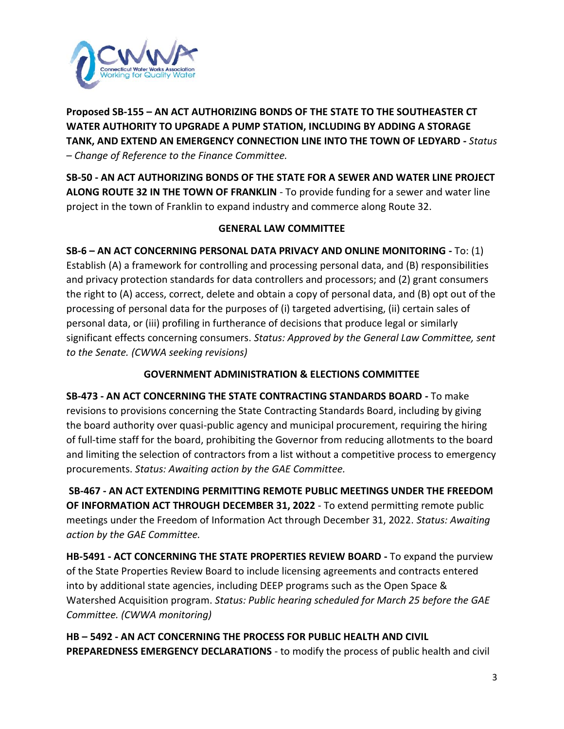**Proposed SB-155 – AN ACT AUTHORIZING BONDS OF THE STATE TO THE SOUTHEASTER CT WATER AUTHORITY TO UPGRADE A PUMP STATION, INCLUDING BY ADDING A STORAGE TANK, AND EXTEND AN EMERGENCY CONNECTION LINE INTO THE TOWN OF LEDYARD -** *Status – Change of Reference to the Finance Committee.*

**SB-50 - AN ACT AUTHORIZING BONDS OF THE STATE FOR A SEWER AND WATER LINE PROJECT ALONG ROUTE 32 IN THE TOWN OF FRANKLIN** - To provide funding for a sewer and water line project in the town of Franklin to expand industry and commerce along Route 32.

**GENERAL LAW COMMITTEE**

**SB-6 – AN ACT CONCERNING PERSONAL DATA PRIVACY AND ONLINE MONITORING -** To: (1) Establish (A) a framework for controlling and processing personal data, and (B) responsibilities and privacy protection standards for data controllers and processors; and (2) grant consumers the right to (A) access, correct, delete and obtain a copy of personal data, and (B) opt out of the processing of personal data for the purposes of (i) targeted advertising, (ii) certain sales of personal data, or (iii) profiling in furtherance of decisions that produce legal or similarly significant effects concerning consumers. *Status: Approved by the General Law Committee, sent to the Senate. (CWWA seeking revisions)*

**GOVERNMENT ADMINISTRATION & ELECTIONS COMMITTEE**

**SB-473 - AN ACT CONCERNING THE STATE CONTRACTING STANDARDS BOARD -** To make revisions to provisions concerning the State Contracting Standards Board, including by giving the board authority over quasi-public agency and municipal procurement, requiring the hiring of full-time staff for the board, prohibiting the Governor from reducing allotments to the board and limiting the selection of contractors from a list without a competitive process to emergency procurements. *Status: Awaiting action by the GAE Committee.*

**SB-467 - AN ACT EXTENDING PERMITTING REMOTE PUBLIC MEETINGS UNDER THE FREEDOM OF INFORMATION ACT THROUGH DECEMBER 31, 2022** - To extend permitting remote public meetings under the Freedom of Information Act through December 31, 2022. *Status: Awaiting action by the GAE Committee.*

**HB-5491 - ACT CONCERNING THE STATE PROPERTIES REVIEW BOARD -** To expand the purview of the State Properties Review Board to include licensing agreements and contracts entered into by additional state agencies, including DEEP programs such as the Open Space & Watershed Acquisition program. *Status: Public hearing scheduled for March 25 before the GAE Committee. (CWWA monitoring)*

**HB – 5492 - AN ACT CONCERNING THE PROCESS FOR PUBLIC HEALTH AND CIVIL PREPAREDNESS EMERGENCY DECLARATIONS** - to modify the process of public health and civil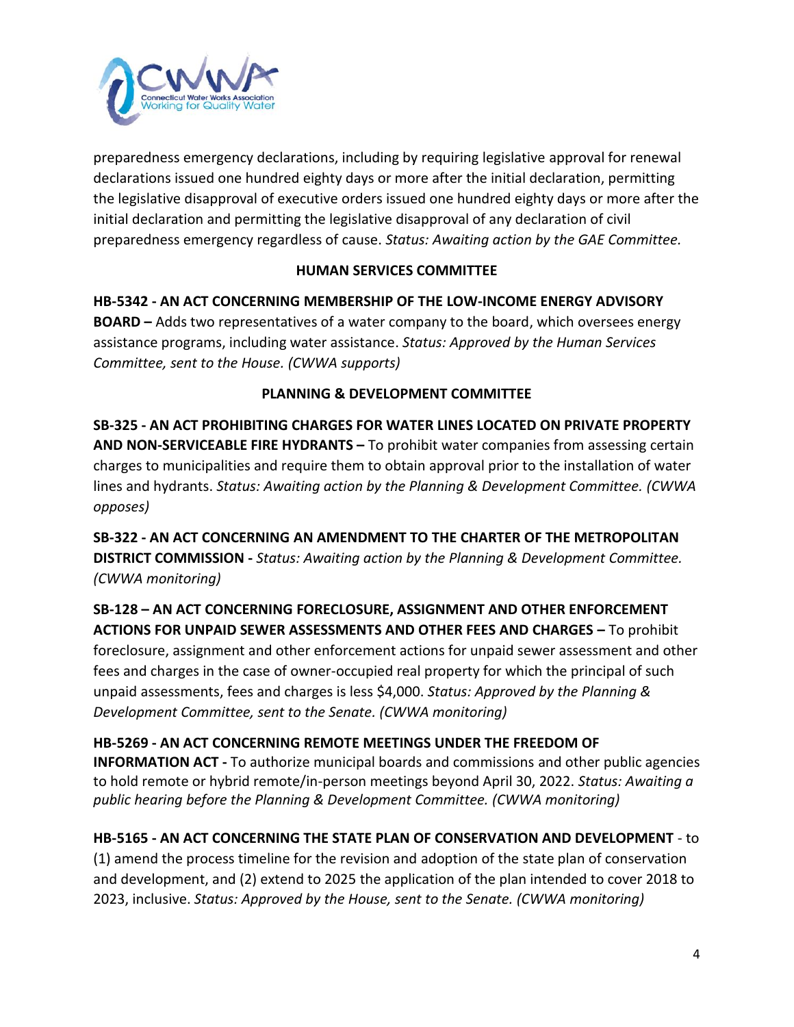preparedness emergency declarations, including by requiring legislative approval for renewal declarations issued one hundred eighty days or more after the initial declaration, permitting the legislative disapproval of executive orders issued one hundred eighty days or more after the initial declaration and permitting the legislative disapproval of any declaration of civil preparedness emergency regardless of cause. *Status: Awaiting action by the GAE Committee.*

## HUMAN SERVICES COMMITTEE

**HB-5342 - AN ACT CONCERNING MEMBERSHIP OF THE LOW-INCOME ENERGY ADVISORY BOARD –** Adds two representatives of a water company to the board, which oversees energy assistance programs, including water assistance. *Status: Approved by the Human Services Committee, sent to the House. (CWWA supports)*

## PLANNING & DEVELOPMENT COMMITTEE

**SB-325 - AN ACT PROHIBITING CHARGES FOR WATER LINES LOCATED ON PRIVATE PROPERTY AND NON-SERVICEABLE FIRE HYDRANTS –** To prohibit water companies from assessing certain charges to municipalities and require them to obtain approval prior to the installation of water lines and hydrants. *Status: Awaiting action by the Planning & Development Committee. (CWWA opposes)*

**SB-322 - AN ACT CONCERNING AN AMENDMENT TO THE CHARTER OF THE METROPOLITAN DISTRICT COMMISSION -** *Status: Awaiting action by the Planning & Development Committee. (CWWA monitoring)*

**SB-128 – AN ACT CONCERNING FORECLOSURE, ASSIGNMENT AND OTHER ENFORCEMENT ACTIONS FOR UNPAID SEWER ASSESSMENTS AND OTHER FEES AND CHARGES –** To prohibit foreclosure, assignment and other enforcement actions for unpaid sewer assessment and other fees and charges in the case of owner-occupied real property for which the principal of such unpaid assessments, fees and charges is less $4,000. *Status: Approved by the Planning & Development Committee, sent to the Senate. (CWWA monitoring)*

**HB-5269 - AN ACT CONCERNING REMOTE MEETINGS UNDER THE FREEDOM OF INFORMATION ACT -** To authorize municipal boards and commissions and other public agencies to hold remote or hybrid remote/in-person meetings beyond April 30, 2022. *Status: Awaiting a public hearing before the Planning & Development Committee. (CWWA monitoring)*

**HB-5165 - AN ACT CONCERNING THE STATE PLAN OF CONSERVATION AND DEVELOPMENT** - to (1) amend the process timeline for the revision and adoption of the state plan of conservation and development, and (2) extend to 2025 the application of the plan intended to cover 2018 to 2023, inclusive. *Status: Approved by the House, sent to the Senate. (CWWA monitoring)*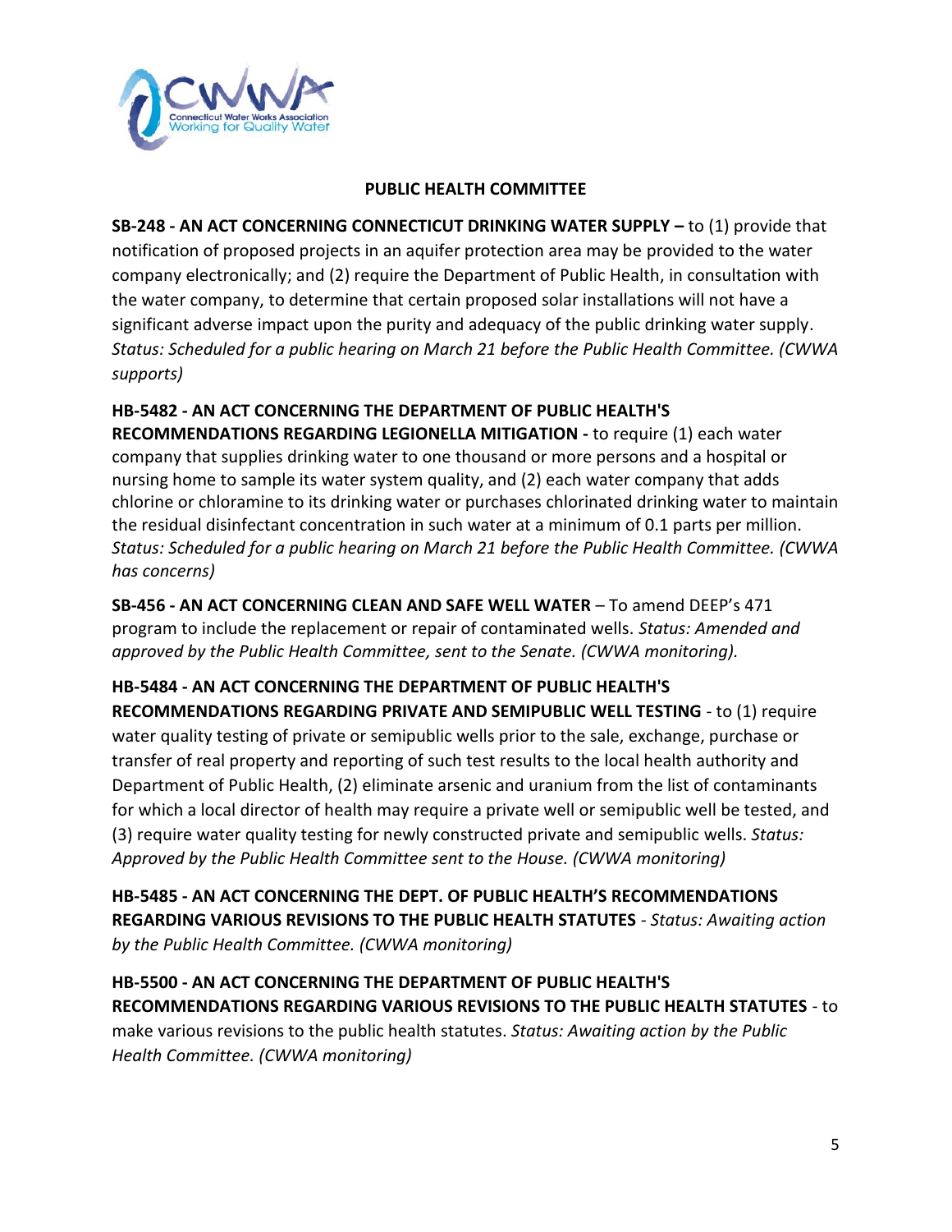## PUBLIC HEALTH COMMITTEE

**SB-248 - AN ACT CONCERNING CONNECTICUT DRINKING WATER SUPPLY –** to (1) provide that notification of proposed projects in an aquifer protection area may be provided to the water company electronically; and (2) require the Department of Public Health, in consultation with the water company, to determine that certain proposed solar installations will not have a significant adverse impact upon the purity and adequacy of the public drinking water supply. *Status: Scheduled for a public hearing on March 21 before the Public Health Committee. (CWWA supports)*

**HB-5482 - AN ACT CONCERNING THE DEPARTMENT OF PUBLIC HEALTH'S RECOMMENDATIONS REGARDING LEGIONELLA MITIGATION -** to require (1) each water company that supplies drinking water to one thousand or more persons and a hospital or nursing home to sample its water system quality, and (2) each water company that adds chlorine or chloramine to its drinking water or purchases chlorinated drinking water to maintain the residual disinfectant concentration in such water at a minimum of 0.1 parts per million. *Status: Scheduled for a public hearing on March 21 before the Public Health Committee. (CWWA has concerns)*

**SB-456 - AN ACT CONCERNING CLEAN AND SAFE WELL WATER** – To amend DEEP's 471 program to include the replacement or repair of contaminated wells. *Status: Amended and approved by the Public Health Committee, sent to the Senate. (CWWA monitoring).*

**HB-5484 - AN ACT CONCERNING THE DEPARTMENT OF PUBLIC HEALTH'S RECOMMENDATIONS REGARDING PRIVATE AND SEMIPUBLIC WELL TESTING** - to (1) require water quality testing of private or semipublic wells prior to the sale, exchange, purchase or transfer of real property and reporting of such test results to the local health authority and Department of Public Health, (2) eliminate arsenic and uranium from the list of contaminants for which a local director of health may require a private well or semipublic well be tested, and (3) require water quality testing for newly constructed private and semipublic wells. *Status: Approved by the Public Health Committee sent to the House. (CWWA monitoring)*

**HB-5485 - AN ACT CONCERNING THE DEPT. OF PUBLIC HEALTH'S RECOMMENDATIONS REGARDING VARIOUS REVISIONS TO THE PUBLIC HEALTH STATUTES** - *Status: Awaiting action by the Public Health Committee. (CWWA monitoring)*

**HB-5500 - AN ACT CONCERNING THE DEPARTMENT OF PUBLIC HEALTH'S RECOMMENDATIONS REGARDING VARIOUS REVISIONS TO THE PUBLIC HEALTH STATUTES** - to make various revisions to the public health statutes. *Status: Awaiting action by the Public Health Committee. (CWWA monitoring)*